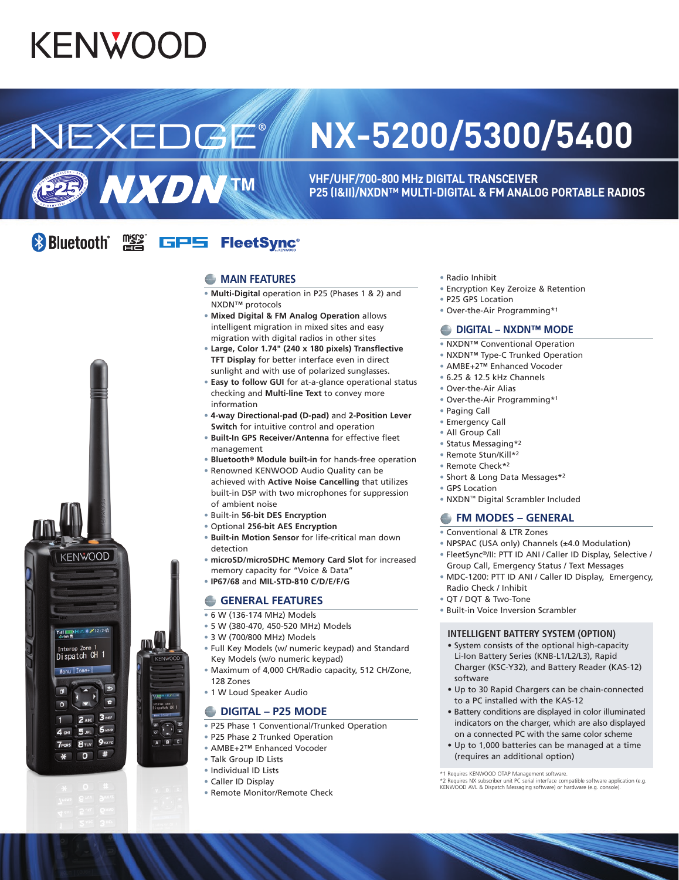# KENWOOD

# NEXEDGE® NX-5200/5300/5400

P25 NXDN™

**VHF/UHF/700-800 MHz DIGITAL TRANSCEIVER**
**P25 (I&II)/NXDN™ MULTI-DIGITAL & FM ANALOG PORTABLE RADIOS**

Bluetooth® microSD HC GPS FleetSync®

## MAIN FEATURES

- **Multi-Digital** operation in P25 (Phases 1 & 2) and NXDN™ protocols
- **Mixed Digital & FM Analog Operation** allows intelligent migration in mixed sites and easy migration with digital radios in other sites
- **Large, Color 1.74" (240 x 180 pixels) Transflective TFT Display** for better interface even in direct sunlight and with use of polarized sunglasses.
- **Easy to follow GUI** for at-a-glance operational status checking and **Multi-line Text** to convey more information
- **4-way Directional-pad (D-pad)** and **2-Position Lever Switch** for intuitive control and operation
- **Built-In GPS Receiver/Antenna** for effective fleet management
- **Bluetooth® Module built-in** for hands-free operation
- Renowned KENWOOD Audio Quality can be achieved with **Active Noise Cancelling** that utilizes built-in DSP with two microphones for suppression of ambient noise
- Built-in **56-bit DES Encryption**
- Optional **256-bit AES Encryption**
- **Built-in Motion Sensor** for life-critical man down detection
- **microSD/microSDHC Memory Card Slot** for increased memory capacity for "Voice & Data"
- **IP67/68** and **MIL-STD-810 C/D/E/F/G**

## GENERAL FEATURES

- 6 W (136-174 MHz) Models
- 5 W (380-470, 450-520 MHz) Models
- 3 W (700/800 MHz) Models
- Full Key Models (w/ numeric keypad) and Standard Key Models (w/o numeric keypad)
- Maximum of 4,000 CH/Radio capacity, 512 CH/Zone, 128 Zones
- 1 W Loud Speaker Audio

## DIGITAL – P25 MODE

- P25 Phase 1 Conventional/Trunked Operation
- P25 Phase 2 Trunked Operation
- AMBE+2™ Enhanced Vocoder
- Talk Group ID Lists
- Individual ID Lists
- Caller ID Display
- Remote Monitor/Remote Check
- Radio Inhibit
- Encryption Key Zeroize & Retention
- P25 GPS Location
- Over-the-Air Programming*1

## DIGITAL – NXDN™ MODE

- NXDN™ Conventional Operation
- NXDN™ Type-C Trunked Operation
- AMBE+2™ Enhanced Vocoder
- 6.25 & 12.5 kHz Channels
- Over-the-Air Alias
- Over-the-Air Programming*1
- Paging Call
- Emergency Call
- All Group Call
- Status Messaging*2
- Remote Stun/Kill*2
- Remote Check*2
- Short & Long Data Messages*2
- GPS Location
- NXDN™ Digital Scrambler Included

## FM MODES – GENERAL

- Conventional & LTR Zones
- NPSPAC (USA only) Channels (±4.0 Modulation)
- FleetSync®/II: PTT ID ANI / Caller ID Display, Selective / Group Call, Emergency Status / Text Messages
- MDC-1200: PTT ID ANI / Caller ID Display, Emergency, Radio Check / Inhibit
- QT / DQT & Two-Tone
- Built-in Voice Inversion Scrambler

### INTELLIGENT BATTERY SYSTEM (OPTION)

- System consists of the optional high-capacity Li-Ion Battery Series (KNB-L1/L2/L3), Rapid Charger (KSC-Y32), and Battery Reader (KAS-12) software
- Up to 30 Rapid Chargers can be chain-connected to a PC installed with the KAS-12
- Battery conditions are displayed in color illuminated indicators on the charger, which are also displayed on a connected PC with the same color scheme
- Up to 1,000 batteries can be managed at a time (requires an additional option)

*1 Requires KENWOOD OTAP Management software.
*2 Requires NX subscriber unit PC serial interface compatible software application (e.g. KENWOOD AVL & Dispatch Messaging software) or hardware (e.g. console).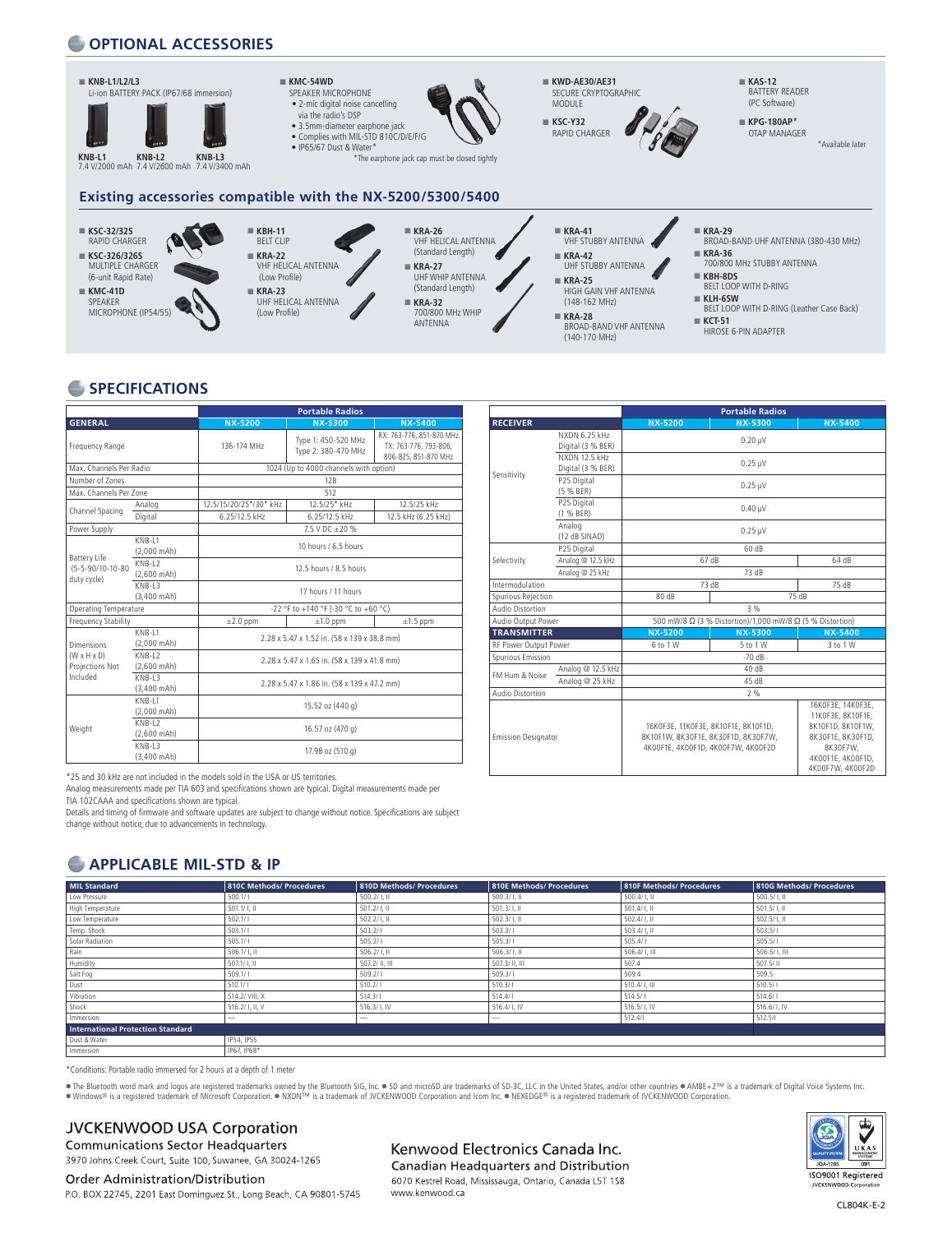## OPTIONAL ACCESSORIES

- **KNB-L1/L2/L3**
  Li-ion BATTERY PACK (IP67/68 immersion)
  - **KNB-L1** 7.4 V/2000 mAh
  - **KNB-L2** 7.4 V/2600 mAh
  - **KNB-L3** 7.4 V/3400 mAh
- **KMC-54WD**
  SPEAKER MICROPHONE
  - 2-mic digital noise cancelling via the radio's DSP
  - 3.5mm-diameter earphone jack
  - Complies with MIL-STD 810C/D/E/F/G
  - IP65/67 Dust & Water*

  *The earphone jack cap must be closed tightly
- **KWD-AE30/AE31**
  SECURE CRYPTOGRAPHIC MODULE
- **KSC-Y32**
  RAPID CHARGER
- **KAS-12**
  BATTERY READER (PC Software)
- **KPG-180AP***
  OTAP MANAGER

*Available later

### Existing accessories compatible with the NX-5200/5300/5400

- **KSC-32/32S** RAPID CHARGER
- **KSC-326/326S** MULTIPLE CHARGER (6-unit Rapid Rate)
- **KMC-41D** SPEAKER MICROPHONE (IP54/55)
- **KBH-11** BELT CLIP
- **KRA-22** VHF HELICAL ANTENNA (Low Profile)
- **KRA-23** UHF HELICAL ANTENNA (Low Profile)
- **KRA-26** VHF HELICAL ANTENNA (Standard Length)
- **KRA-27** UHF WHIP ANTENNA (Standard Length)
- **KRA-32** 700/800 MHz WHIP ANTENNA
- **KRA-41** VHF STUBBY ANTENNA
- **KRA-42** UHF STUBBY ANTENNA
- **KRA-25** HIGH GAIN VHF ANTENNA (148-162 MHz)
- **KRA-28** BROAD-BAND VHF ANTENNA (140-170 MHz)
- **KRA-29** BROAD-BAND UHF ANTENNA (380-430 MHz)
- **KRA-36** 700/800 MHz STUBBY ANTENNA
- **KBH-8DS** BELT LOOP WITH D-RING
- **KLH-6SW** BELT LOOP WITH D-RING (Leather Case Back)
- **KCT-51** HIROSE 6-PIN ADAPTER

## SPECIFICATIONS

| | | Portable Radios | | |
|---|---|---|---|---|
| **GENERAL** | | **NX-5200** | **NX-5300** | **NX-5400** |
| Frequency Range | | 136-174 MHz | Type 1: 450-520 MHz<br>Type 2: 380-470 MHz | RX: 763-776, 851-870 MHz<br>TX: 763-776, 793-806, 806-825, 851-870 MHz |
| Max. Channels Per Radio | | 1024 (Up to 4000 channels with option) | | |
| Number of Zones | | 128 | | |
| Max. Channels Per Zone | | 512 | | |
| Channel Spacing | Analog | 12.5/15/20/25*/30* kHz | 12.5/25* kHz | 12.5/25 kHz |
| | Digital | 6.25/12.5 kHz | 6.25/12.5 kHz | 12.5 kHz (6.25 kHz) |
| Power Supply | | 7.5 V DC ±20 % | | |
| Battery Life (5-5-90/10-10-80 duty cycle) | KNB-L1 (2,000 mAh) | 10 hours / 6.5 hours | | |
| | KNB-L2 (2,600 mAh) | 12.5 hours / 8.5 hours | | |
| | KNB-L3 (3,400 mAh) | 17 hours / 11 hours | | |
| Operating Temperature | | -22 °F to +140 °F (-30 °C to +60 °C) | | |
| Frequency Stability | | ±2.0 ppm | ±1.0 ppm | ±1.5 ppm |
| Dimensions (W x H x D) Projections Not Included | KNB-L1 (2,000 mAh) | 2.28 x 5.47 x 1.52 in. (58 x 139 x 38.8 mm) | | |
| | KNB-L2 (2,600 mAh) | 2.28 x 5.47 x 1.65 in. (58 x 139 x 41.8 mm) | | |
| | KNB-L3 (3,400 mAh) | 2.28 x 5.47 x 1.86 in. (58 x 139 x 47.2 mm) | | |
| Weight | KNB-L1 (2,000 mAh) | 15.52 oz (440 g) | | |
| | KNB-L2 (2,600 mAh) | 16.57 oz (470 g) | | |
| | KNB-L3 (3,400 mAh) | 17.98 oz (510 g) | | |

| | | Portable Radios | | |
|---|---|---|---|---|
| **RECEIVER** | | **NX-5200** | **NX-5300** | **NX-5400** |
| Sensitivity | NXDN 6.25 kHz Digital (3 % BER) | 0.20 μV | | |
| | NXDN 12.5 kHz Digital (3 % BER) | 0.25 μV | | |
| | P25 Digital (5 % BER) | 0.25 μV | | |
| | P25 Digital (1 % BER) | 0.40 μV | | |
| | Analog (12 dB SINAD) | 0.25 μV | | |
| Selectivity | P25 Digital | 60 dB | | |
| | Analog @ 12.5 kHz | 67 dB | | 64 dB |
| | Analog @ 25 kHz | 73 dB | | |
| Intermodulation | | 73 dB | | 75 dB |
| Spurious Rejection | | 80 dB | 75 dB | |
| Audio Distortion | | 3 % | | |
| Audio Output Power | | 500 mW/8 Ω (3 % Distortion)/1,000 mW/8 Ω (5 % Distortion) | | |
| **TRANSMITTER** | | **NX-5200** | **NX-5300** | **NX-5400** |
| RF Power Output Power | | 6 to 1 W | 5 to 1 W | 3 to 1 W |
| Spurious Emission | | -70 dB | | |
| FM Hum & Noise | Analog @ 12.5 kHz | 40 dB | | |
| | Analog @ 25 kHz | 45 dB | | |
| Audio Distortion | | 2 % | | |
| Emission Designator | | 16K0F3E, 11K0F3E, 8K10F1E, 8K10F1D, 8K10F1W, 8K30F1E, 8K30F1D, 8K30F7W, 4K00F1E, 4K00F1D, 4K00F7W, 4K00F2D | | 16K0F3E, 14K0F3E, 11K0F3E, 8K10F1E, 8K10F1D, 8K10F1W, 8K30F1E, 8K30F1D, 8K30F7W, 4K00F1E, 4K00F1D, 4K00F7W, 4K00F2D |

*25 and 30 kHz are not included in the models sold in the USA or US territories.
Analog measurements made per TIA 603 and specifications shown are typical. Digital measurements made per TIA 102CAAA and specifications shown are typical.
Details and timing of firmware and software updates are subject to change without notice. Specifications are subject change without notice, due to advancements in technology.

## APPLICABLE MIL-STD & IP

| MIL Standard | 810C Methods/ Procedures | 810D Methods/ Procedures | 810E Methods/ Procedures | 810F Methods/ Procedures | 810G Methods/ Procedures |
|---|---|---|---|---|---|
| Low Pressure | 500.1/ I | 500.2/ I, II | 500.3/ I, II | 500.4/ I, II | 500.5/ I, II |
| High Temperature | 501.1/ I, II | 501.2/ I, II | 501.3/ I, II | 501.4/ I, II | 501.5/ I, II |
| Low Temperature | 502.1/ I | 502.2/ I, II | 502.3/ I, II | 502.4/ I, II | 502.5/ I, II |
| Temp. Shock | 503.1/ I | 503.2/ I | 503.3/ I | 503.4/ I, II | 503.5/ I |
| Solar Radiation | 505.1/ I | 505.2/ I | 505.3/ I | 505.4/ I | 505.5/ I |
| Rain | 506.1/ I, II | 506.2/ I, II | 506.3/ I, II | 506.4/ I, III | 506.5/ I, III |
| Humidity | 507.1/ I, II | 507.2/ II, III | 507.3/ II, III | 507.4 | 507.5/ II |
| Salt Fog | 509.1/ I | 509.2/ I | 509.3/ I | 509.4 | 509.5 |
| Dust | 510.1/ I | 510.2/ I | 510.3/ I | 510.4/ I, III | 510.5/ I |
| Vibration | 514.2/ VIII, X | 514.3/ I | 514.4/ I | 514.5/ I | 514.6/ I |
| Shock | 516.2/ I, II, V | 516.3/ I, IV | 516.4/ I, IV | 516.5/ I, IV | 516.6/ I, IV |
| Immersion | — | — | — | 512.4/I | 512.5/I |
| **International Protection Standard** | | | | | |
| Dust & Water | IP54, IP55 | | | | |
| Immersion | IP67, IP68* | | | | |

*Conditions: Portable radio immersed for 2 hours at a depth of 1 meter

● The Bluetooth word mark and logos are registered trademarks owned by the Bluetooth SIG, Inc. ● SD and microSD are trademarks of SD-3C, LLC in the United States, and/or other countries ● AMBE+2™ is a trademark of Digital Voice Systems Inc.
● Windows® is a registered trademark of Microsoft Corporation. ● NXDN™ is a trademark of JVCKENWOOD Corporation and Icom Inc. ● NEXEDGE® is a registered trademark of JVCKENWOOD Corporation.

**JVCKENWOOD USA Corporation**
Communications Sector Headquarters
3970 Johns Creek Court, Suite 100, Suwanee, GA 30024-1265

Order Administration/Distribution
P.O. BOX 22745, 2201 East Dominguez St., Long Beach, CA 90801-5745

**Kenwood Electronics Canada Inc.**
Canadian Headquarters and Distribution
6070 Kestrel Road, Mississauga, Ontario, Canada L5T 1S8
www.kenwood.ca

ISO9001 Registered
JVCKENWOOD Corporation

CL804K-E-2